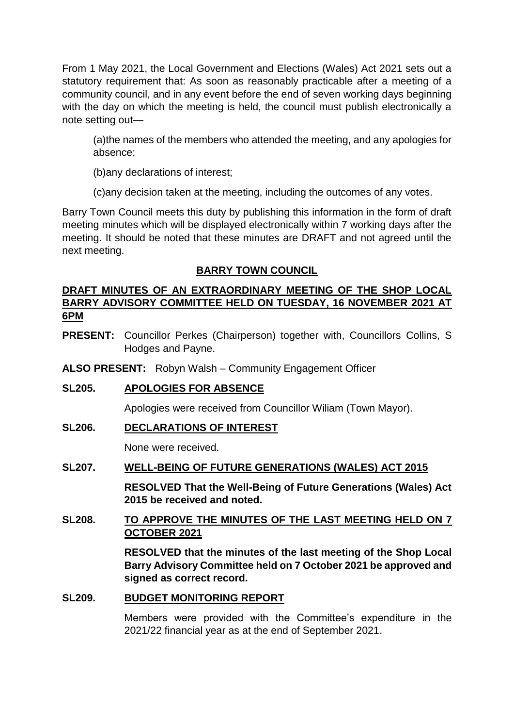From 1 May 2021, the Local Government and Elections (Wales) Act 2021 sets out a statutory requirement that: As soon as reasonably practicable after a meeting of a community council, and in any event before the end of seven working days beginning with the day on which the meeting is held, the council must publish electronically a note setting out—

(a)the names of the members who attended the meeting, and any apologies for absence;

(b)any declarations of interest;

(c)any decision taken at the meeting, including the outcomes of any votes.

Barry Town Council meets this duty by publishing this information in the form of draft meeting minutes which will be displayed electronically within 7 working days after the meeting. It should be noted that these minutes are DRAFT and not agreed until the next meeting.

# BARRY TOWN COUNCIL

## DRAFT MINUTES OF AN EXTRAORDINARY MEETING OF THE SHOP LOCAL BARRY ADVISORY COMMITTEE HELD ON TUESDAY, 16 NOVEMBER 2021 AT 6PM

**PRESENT:** Councillor Perkes (Chairperson) together with, Councillors Collins, S Hodges and Payne.

**ALSO PRESENT:** Robyn Walsh – Community Engagement Officer

### SL205. APOLOGIES FOR ABSENCE

Apologies were received from Councillor Wiliam (Town Mayor).

### SL206. DECLARATIONS OF INTEREST

None were received.

### SL207. WELL-BEING OF FUTURE GENERATIONS (WALES) ACT 2015

**RESOLVED That the Well-Being of Future Generations (Wales) Act 2015 be received and noted.**

### SL208. TO APPROVE THE MINUTES OF THE LAST MEETING HELD ON 7 OCTOBER 2021

**RESOLVED that the minutes of the last meeting of the Shop Local Barry Advisory Committee held on 7 October 2021 be approved and signed as correct record.**

### SL209. BUDGET MONITORING REPORT

Members were provided with the Committee's expenditure in the 2021/22 financial year as at the end of September 2021.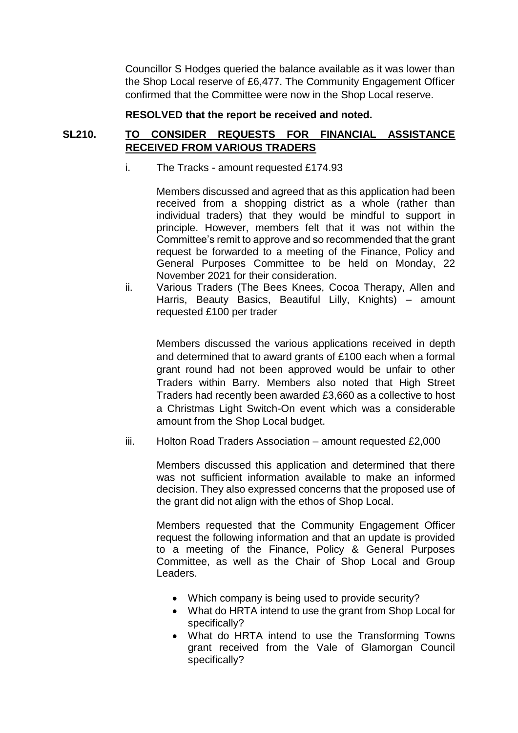Councillor S Hodges queried the balance available as it was lower than the Shop Local reserve of £6,477. The Community Engagement Officer confirmed that the Committee were now in the Shop Local reserve.

**RESOLVED that the report be received and noted.**

## SL210. TO CONSIDER REQUESTS FOR FINANCIAL ASSISTANCE RECEIVED FROM VARIOUS TRADERS

i. The Tracks - amount requested £174.93

   Members discussed and agreed that as this application had been received from a shopping district as a whole (rather than individual traders) that they would be mindful to support in principle. However, members felt that it was not within the Committee's remit to approve and so recommended that the grant request be forwarded to a meeting of the Finance, Policy and General Purposes Committee to be held on Monday, 22 November 2021 for their consideration.

ii. Various Traders (The Bees Knees, Cocoa Therapy, Allen and Harris, Beauty Basics, Beautiful Lilly, Knights) – amount requested £100 per trader

   Members discussed the various applications received in depth and determined that to award grants of £100 each when a formal grant round had not been approved would be unfair to other Traders within Barry. Members also noted that High Street Traders had recently been awarded £3,660 as a collective to host a Christmas Light Switch-On event which was a considerable amount from the Shop Local budget.

iii. Holton Road Traders Association – amount requested £2,000

   Members discussed this application and determined that there was not sufficient information available to make an informed decision. They also expressed concerns that the proposed use of the grant did not align with the ethos of Shop Local.

   Members requested that the Community Engagement Officer request the following information and that an update is provided to a meeting of the Finance, Policy & General Purposes Committee, as well as the Chair of Shop Local and Group Leaders.

   - Which company is being used to provide security?
   - What do HRTA intend to use the grant from Shop Local for specifically?
   - What do HRTA intend to use the Transforming Towns grant received from the Vale of Glamorgan Council specifically?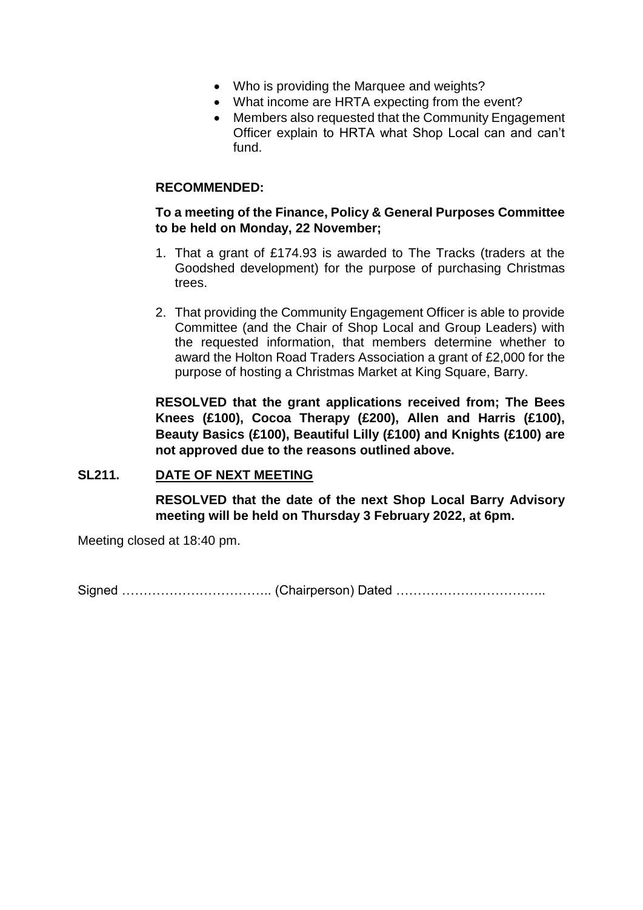- Who is providing the Marquee and weights?
- What income are HRTA expecting from the event?
- Members also requested that the Community Engagement Officer explain to HRTA what Shop Local can and can't fund.

**RECOMMENDED:**

**To a meeting of the Finance, Policy & General Purposes Committee to be held on Monday, 22 November;**

1. That a grant of £174.93 is awarded to The Tracks (traders at the Goodshed development) for the purpose of purchasing Christmas trees.

2. That providing the Community Engagement Officer is able to provide Committee (and the Chair of Shop Local and Group Leaders) with the requested information, that members determine whether to award the Holton Road Traders Association a grant of £2,000 for the purpose of hosting a Christmas Market at King Square, Barry.

**RESOLVED that the grant applications received from; The Bees Knees (£100), Cocoa Therapy (£200), Allen and Harris (£100), Beauty Basics (£100), Beautiful Lilly (£100) and Knights (£100) are not approved due to the reasons outlined above.**

## SL211. DATE OF NEXT MEETING

**RESOLVED that the date of the next Shop Local Barry Advisory meeting will be held on Thursday 3 February 2022, at 6pm.**

Meeting closed at 18:40 pm.

Signed …………………………….. (Chairperson) Dated ……………………………..